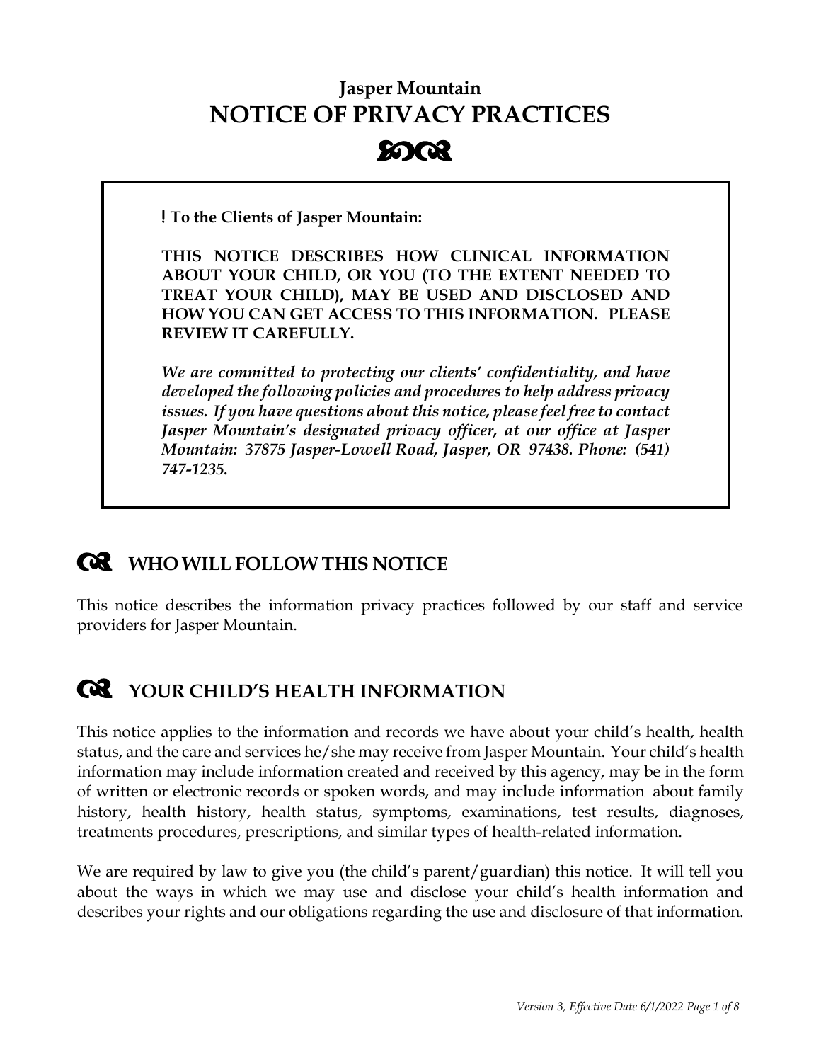# Jasper Mountain
# NOTICE OF PRIVACY PRACTICES

**! To the Clients of Jasper Mountain:**

**THIS NOTICE DESCRIBES HOW CLINICAL INFORMATION ABOUT YOUR CHILD, OR YOU (TO THE EXTENT NEEDED TO TREAT YOUR CHILD), MAY BE USED AND DISCLOSED AND HOW YOU CAN GET ACCESS TO THIS INFORMATION. PLEASE REVIEW IT CAREFULLY.**

***We are committed to protecting our clients' confidentiality, and have developed the following policies and procedures to help address privacy issues. If you have questions about this notice, please feel free to contact Jasper Mountain's designated privacy officer, at our office at Jasper Mountain: 37875 Jasper-Lowell Road, Jasper, OR 97438. Phone: (541) 747-1235.***

## WHO WILL FOLLOW THIS NOTICE

This notice describes the information privacy practices followed by our staff and service providers for Jasper Mountain.

## YOUR CHILD'S HEALTH INFORMATION

This notice applies to the information and records we have about your child's health, health status, and the care and services he/she may receive from Jasper Mountain. Your child's health information may include information created and received by this agency, may be in the form of written or electronic records or spoken words, and may include information about family history, health history, health status, symptoms, examinations, test results, diagnoses, treatments procedures, prescriptions, and similar types of health-related information.

We are required by law to give you (the child's parent/guardian) this notice. It will tell you about the ways in which we may use and disclose your child's health information and describes your rights and our obligations regarding the use and disclosure of that information.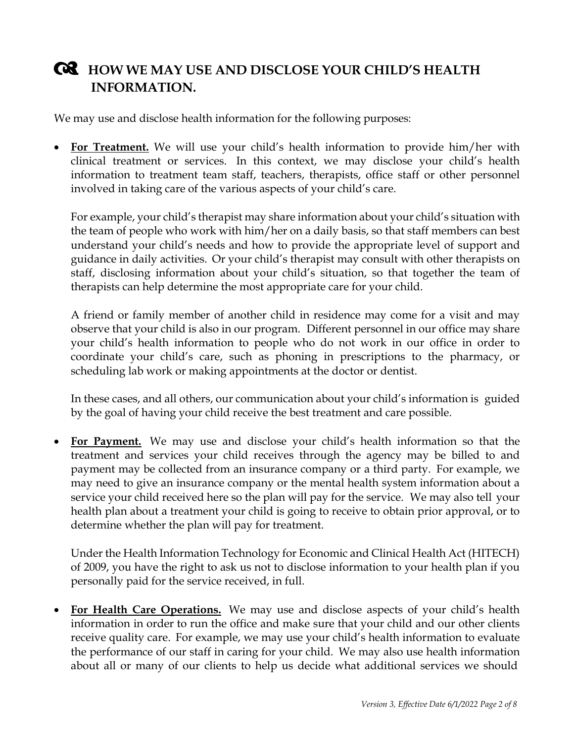## HOW WE MAY USE AND DISCLOSE YOUR CHILD'S HEALTH INFORMATION.

We may use and disclose health information for the following purposes:

- **<u>For Treatment.</u>** We will use your child's health information to provide him/her with clinical treatment or services. In this context, we may disclose your child's health information to treatment team staff, teachers, therapists, office staff or other personnel involved in taking care of the various aspects of your child's care.

  For example, your child's therapist may share information about your child's situation with the team of people who work with him/her on a daily basis, so that staff members can best understand your child's needs and how to provide the appropriate level of support and guidance in daily activities. Or your child's therapist may consult with other therapists on staff, disclosing information about your child's situation, so that together the team of therapists can help determine the most appropriate care for your child.

  A friend or family member of another child in residence may come for a visit and may observe that your child is also in our program. Different personnel in our office may share your child's health information to people who do not work in our office in order to coordinate your child's care, such as phoning in prescriptions to the pharmacy, or scheduling lab work or making appointments at the doctor or dentist.

  In these cases, and all others, our communication about your child's information is guided by the goal of having your child receive the best treatment and care possible.

- **<u>For Payment.</u>** We may use and disclose your child's health information so that the treatment and services your child receives through the agency may be billed to and payment may be collected from an insurance company or a third party. For example, we may need to give an insurance company or the mental health system information about a service your child received here so the plan will pay for the service. We may also tell your health plan about a treatment your child is going to receive to obtain prior approval, or to determine whether the plan will pay for treatment.

  Under the Health Information Technology for Economic and Clinical Health Act (HITECH) of 2009, you have the right to ask us not to disclose information to your health plan if you personally paid for the service received, in full.

- **<u>For Health Care Operations.</u>** We may use and disclose aspects of your child's health information in order to run the office and make sure that your child and our other clients receive quality care. For example, we may use your child's health information to evaluate the performance of our staff in caring for your child. We may also use health information about all or many of our clients to help us decide what additional services we should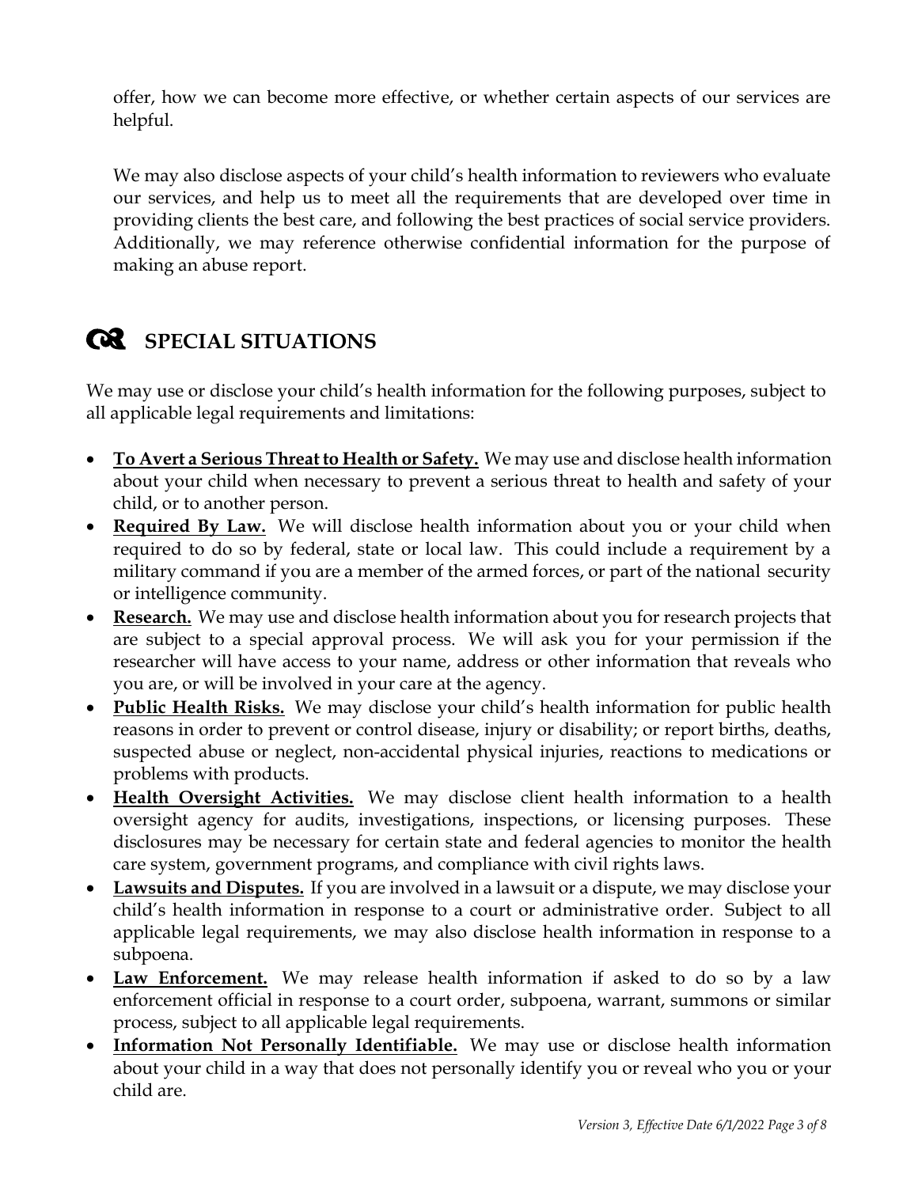offer, how we can become more effective, or whether certain aspects of our services are helpful.

We may also disclose aspects of your child's health information to reviewers who evaluate our services, and help us to meet all the requirements that are developed over time in providing clients the best care, and following the best practices of social service providers. Additionally, we may reference otherwise confidential information for the purpose of making an abuse report.

## SPECIAL SITUATIONS

We may use or disclose your child's health information for the following purposes, subject to all applicable legal requirements and limitations:

- **To Avert a Serious Threat to Health or Safety.** We may use and disclose health information about your child when necessary to prevent a serious threat to health and safety of your child, or to another person.
- **Required By Law.** We will disclose health information about you or your child when required to do so by federal, state or local law. This could include a requirement by a military command if you are a member of the armed forces, or part of the national security or intelligence community.
- **Research.** We may use and disclose health information about you for research projects that are subject to a special approval process. We will ask you for your permission if the researcher will have access to your name, address or other information that reveals who you are, or will be involved in your care at the agency.
- **Public Health Risks.** We may disclose your child's health information for public health reasons in order to prevent or control disease, injury or disability; or report births, deaths, suspected abuse or neglect, non-accidental physical injuries, reactions to medications or problems with products.
- **Health Oversight Activities.** We may disclose client health information to a health oversight agency for audits, investigations, inspections, or licensing purposes. These disclosures may be necessary for certain state and federal agencies to monitor the health care system, government programs, and compliance with civil rights laws.
- **Lawsuits and Disputes.** If you are involved in a lawsuit or a dispute, we may disclose your child's health information in response to a court or administrative order. Subject to all applicable legal requirements, we may also disclose health information in response to a subpoena.
- **Law Enforcement.** We may release health information if asked to do so by a law enforcement official in response to a court order, subpoena, warrant, summons or similar process, subject to all applicable legal requirements.
- **Information Not Personally Identifiable.** We may use or disclose health information about your child in a way that does not personally identify you or reveal who you or your child are.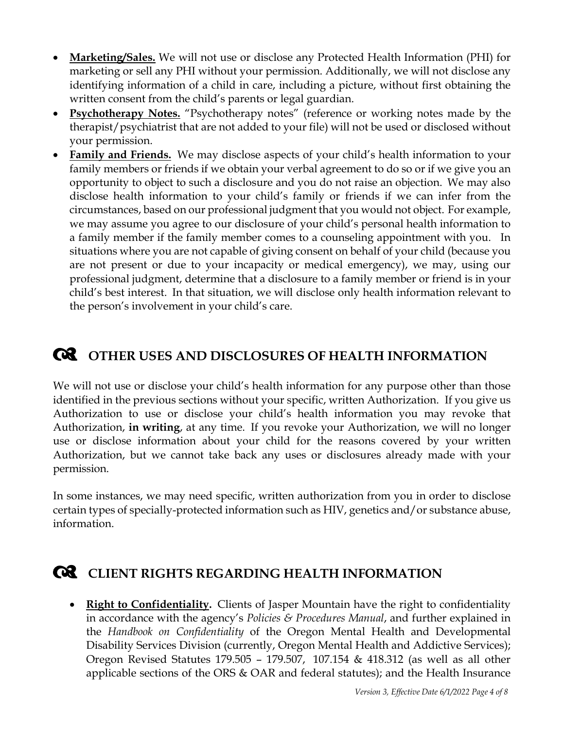- **Marketing/Sales.** We will not use or disclose any Protected Health Information (PHI) for marketing or sell any PHI without your permission. Additionally, we will not disclose any identifying information of a child in care, including a picture, without first obtaining the written consent from the child's parents or legal guardian.
- **Psychotherapy Notes.** "Psychotherapy notes" (reference or working notes made by the therapist/psychiatrist that are not added to your file) will not be used or disclosed without your permission.
- **Family and Friends.** We may disclose aspects of your child's health information to your family members or friends if we obtain your verbal agreement to do so or if we give you an opportunity to object to such a disclosure and you do not raise an objection. We may also disclose health information to your child's family or friends if we can infer from the circumstances, based on our professional judgment that you would not object. For example, we may assume you agree to our disclosure of your child's personal health information to a family member if the family member comes to a counseling appointment with you. In situations where you are not capable of giving consent on behalf of your child (because you are not present or due to your incapacity or medical emergency), we may, using our professional judgment, determine that a disclosure to a family member or friend is in your child's best interest. In that situation, we will disclose only health information relevant to the person's involvement in your child's care.

## OTHER USES AND DISCLOSURES OF HEALTH INFORMATION

We will not use or disclose your child's health information for any purpose other than those identified in the previous sections without your specific, written Authorization. If you give us Authorization to use or disclose your child's health information you may revoke that Authorization, **in writing**, at any time. If you revoke your Authorization, we will no longer use or disclose information about your child for the reasons covered by your written Authorization, but we cannot take back any uses or disclosures already made with your permission.

In some instances, we may need specific, written authorization from you in order to disclose certain types of specially-protected information such as HIV, genetics and/or substance abuse, information.

## CLIENT RIGHTS REGARDING HEALTH INFORMATION

- **Right to Confidentiality.** Clients of Jasper Mountain have the right to confidentiality in accordance with the agency's *Policies & Procedures Manual*, and further explained in the *Handbook on Confidentiality* of the Oregon Mental Health and Developmental Disability Services Division (currently, Oregon Mental Health and Addictive Services); Oregon Revised Statutes 179.505 – 179.507, 107.154 & 418.312 (as well as all other applicable sections of the ORS & OAR and federal statutes); and the Health Insurance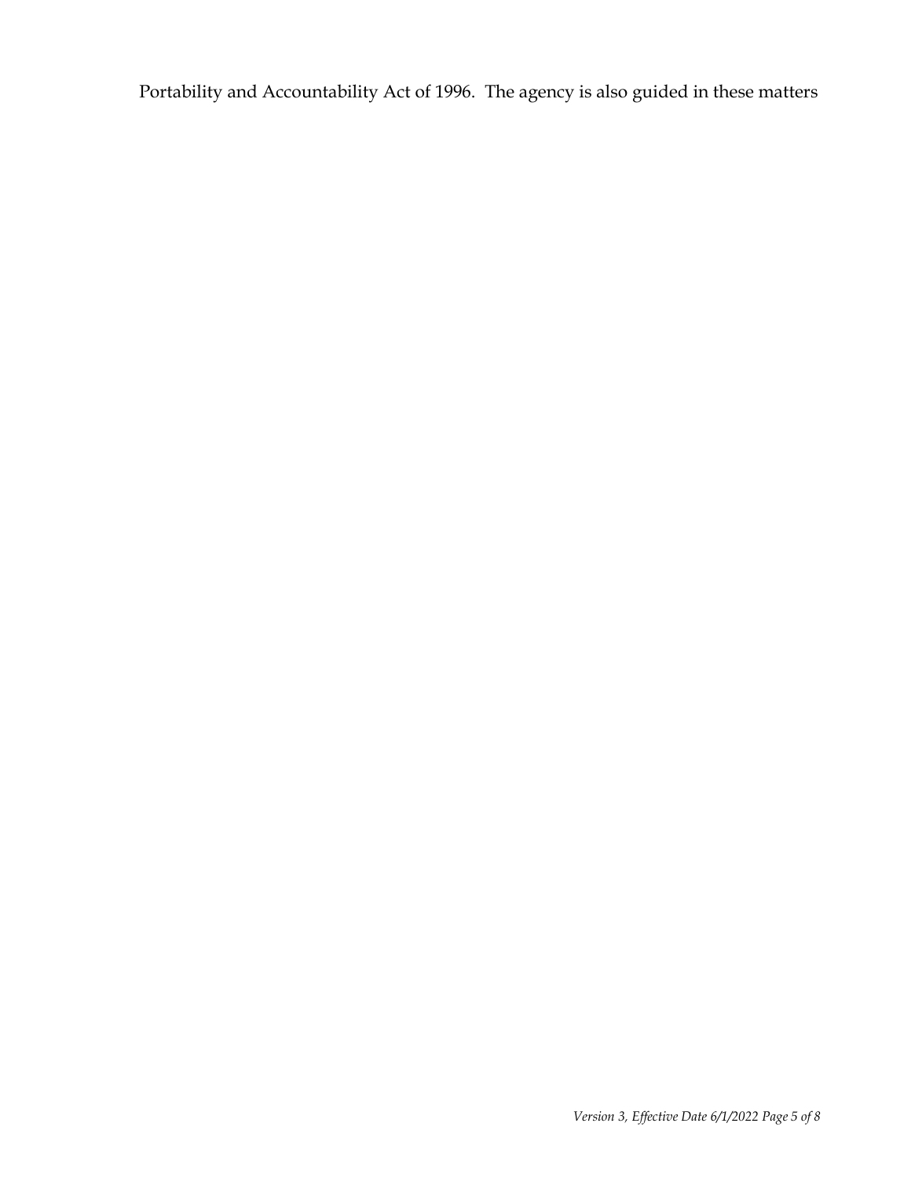Portability and Accountability Act of 1996. The agency is also guided in these matters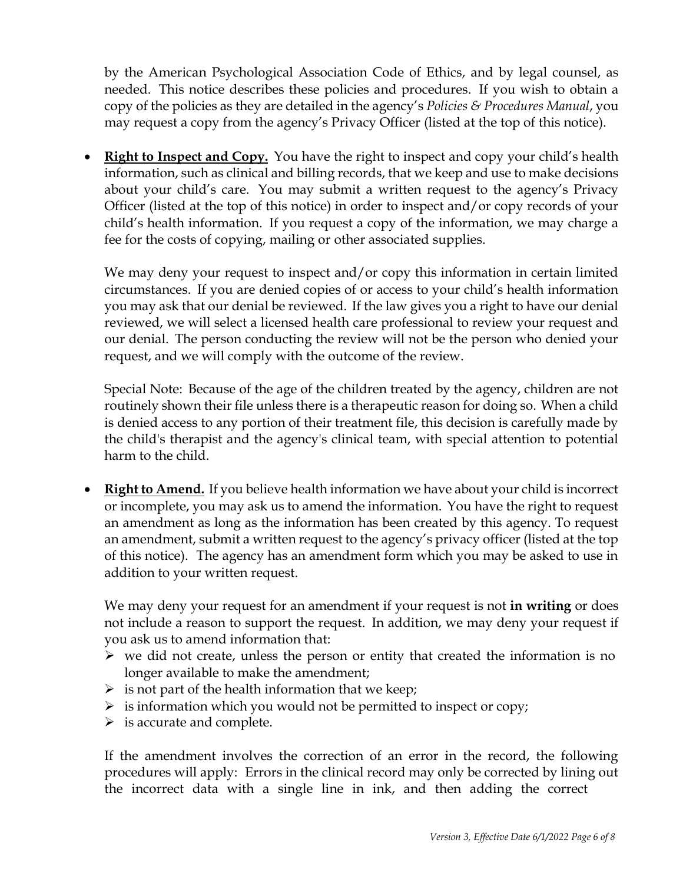by the American Psychological Association Code of Ethics, and by legal counsel, as needed. This notice describes these policies and procedures. If you wish to obtain a copy of the policies as they are detailed in the agency's *Policies & Procedures Manual*, you may request a copy from the agency's Privacy Officer (listed at the top of this notice).

- **Right to Inspect and Copy.** You have the right to inspect and copy your child's health information, such as clinical and billing records, that we keep and use to make decisions about your child's care. You may submit a written request to the agency's Privacy Officer (listed at the top of this notice) in order to inspect and/or copy records of your child's health information. If you request a copy of the information, we may charge a fee for the costs of copying, mailing or other associated supplies.

  We may deny your request to inspect and/or copy this information in certain limited circumstances. If you are denied copies of or access to your child's health information you may ask that our denial be reviewed. If the law gives you a right to have our denial reviewed, we will select a licensed health care professional to review your request and our denial. The person conducting the review will not be the person who denied your request, and we will comply with the outcome of the review.

  Special Note: Because of the age of the children treated by the agency, children are not routinely shown their file unless there is a therapeutic reason for doing so. When a child is denied access to any portion of their treatment file, this decision is carefully made by the child's therapist and the agency's clinical team, with special attention to potential harm to the child.

- **Right to Amend.** If you believe health information we have about your child is incorrect or incomplete, you may ask us to amend the information. You have the right to request an amendment as long as the information has been created by this agency. To request an amendment, submit a written request to the agency's privacy officer (listed at the top of this notice). The agency has an amendment form which you may be asked to use in addition to your written request.

  We may deny your request for an amendment if your request is not **in writing** or does not include a reason to support the request. In addition, we may deny your request if you ask us to amend information that:
  - we did not create, unless the person or entity that created the information is no longer available to make the amendment;
  - is not part of the health information that we keep;
  - is information which you would not be permitted to inspect or copy;
  - is accurate and complete.

  If the amendment involves the correction of an error in the record, the following procedures will apply: Errors in the clinical record may only be corrected by lining out the incorrect data with a single line in ink, and then adding the correct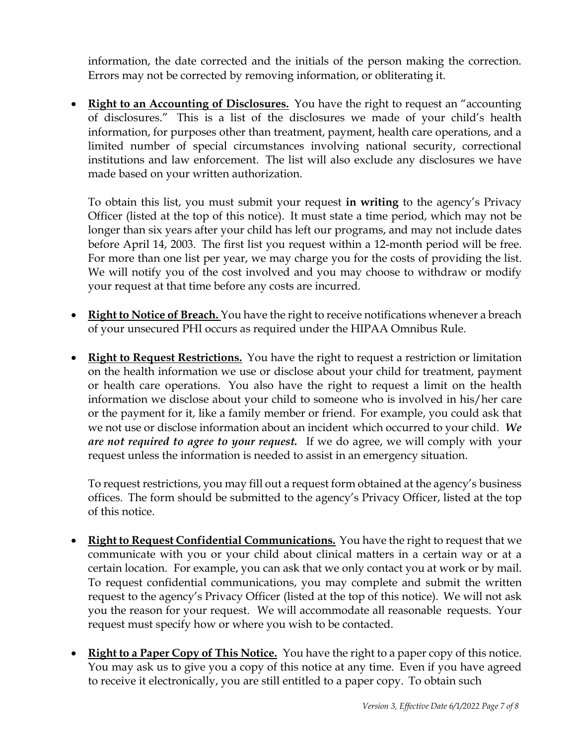information, the date corrected and the initials of the person making the correction. Errors may not be corrected by removing information, or obliterating it.

- **Right to an Accounting of Disclosures.** You have the right to request an "accounting of disclosures." This is a list of the disclosures we made of your child's health information, for purposes other than treatment, payment, health care operations, and a limited number of special circumstances involving national security, correctional institutions and law enforcement. The list will also exclude any disclosures we have made based on your written authorization.

  To obtain this list, you must submit your request **in writing** to the agency's Privacy Officer (listed at the top of this notice). It must state a time period, which may not be longer than six years after your child has left our programs, and may not include dates before April 14, 2003. The first list you request within a 12-month period will be free. For more than one list per year, we may charge you for the costs of providing the list. We will notify you of the cost involved and you may choose to withdraw or modify your request at that time before any costs are incurred.

- **Right to Notice of Breach.** You have the right to receive notifications whenever a breach of your unsecured PHI occurs as required under the HIPAA Omnibus Rule.

- **Right to Request Restrictions.** You have the right to request a restriction or limitation on the health information we use or disclose about your child for treatment, payment or health care operations. You also have the right to request a limit on the health information we disclose about your child to someone who is involved in his/her care or the payment for it, like a family member or friend. For example, you could ask that we not use or disclose information about an incident which occurred to your child. ***We are not required to agree to your request.*** If we do agree, we will comply with your request unless the information is needed to assist in an emergency situation.

  To request restrictions, you may fill out a request form obtained at the agency's business offices. The form should be submitted to the agency's Privacy Officer, listed at the top of this notice.

- **Right to Request Confidential Communications.** You have the right to request that we communicate with you or your child about clinical matters in a certain way or at a certain location. For example, you can ask that we only contact you at work or by mail. To request confidential communications, you may complete and submit the written request to the agency's Privacy Officer (listed at the top of this notice). We will not ask you the reason for your request. We will accommodate all reasonable requests. Your request must specify how or where you wish to be contacted.

- **Right to a Paper Copy of This Notice.** You have the right to a paper copy of this notice. You may ask us to give you a copy of this notice at any time. Even if you have agreed to receive it electronically, you are still entitled to a paper copy. To obtain such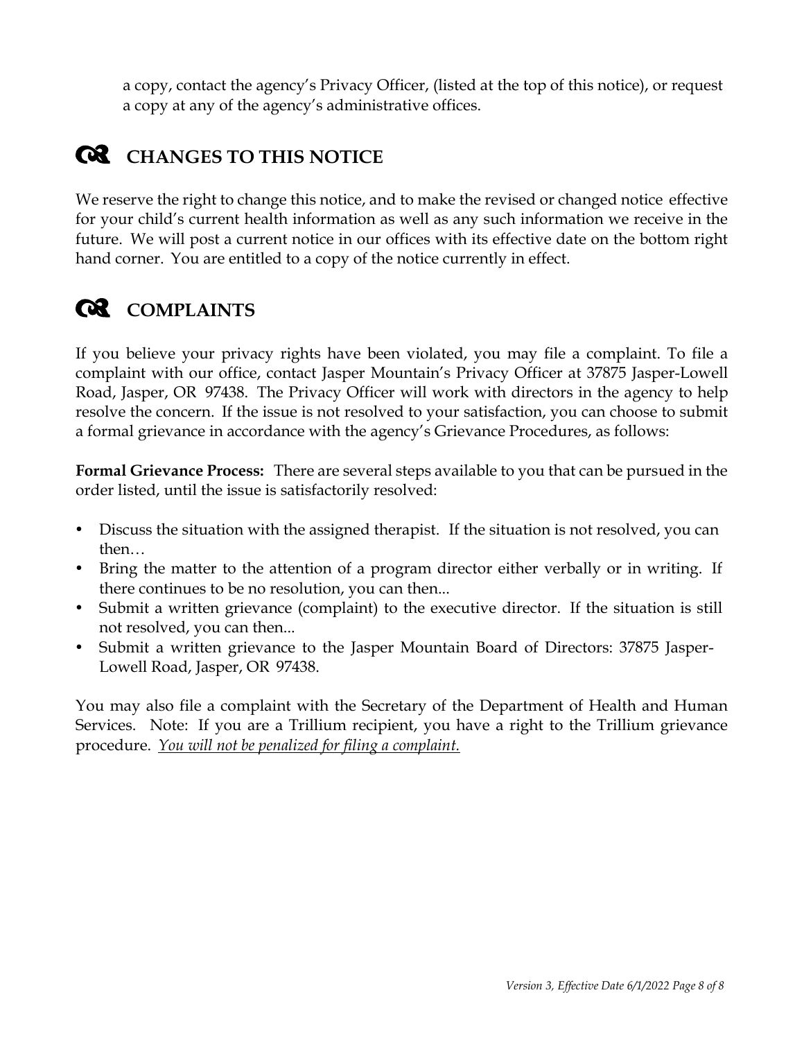a copy, contact the agency's Privacy Officer, (listed at the top of this notice), or request a copy at any of the agency's administrative offices.

## CHANGES TO THIS NOTICE

We reserve the right to change this notice, and to make the revised or changed notice effective for your child's current health information as well as any such information we receive in the future. We will post a current notice in our offices with its effective date on the bottom right hand corner. You are entitled to a copy of the notice currently in effect.

## COMPLAINTS

If you believe your privacy rights have been violated, you may file a complaint. To file a complaint with our office, contact Jasper Mountain's Privacy Officer at 37875 Jasper-Lowell Road, Jasper, OR 97438. The Privacy Officer will work with directors in the agency to help resolve the concern. If the issue is not resolved to your satisfaction, you can choose to submit a formal grievance in accordance with the agency's Grievance Procedures, as follows:

**Formal Grievance Process:** There are several steps available to you that can be pursued in the order listed, until the issue is satisfactorily resolved:

- Discuss the situation with the assigned therapist. If the situation is not resolved, you can then…
- Bring the matter to the attention of a program director either verbally or in writing. If there continues to be no resolution, you can then...
- Submit a written grievance (complaint) to the executive director. If the situation is still not resolved, you can then...
- Submit a written grievance to the Jasper Mountain Board of Directors: 37875 Jasper-Lowell Road, Jasper, OR 97438.

You may also file a complaint with the Secretary of the Department of Health and Human Services. Note: If you are a Trillium recipient, you have a right to the Trillium grievance procedure. *You will not be penalized for filing a complaint.*

*Version 3, Effective Date 6/1/2022*